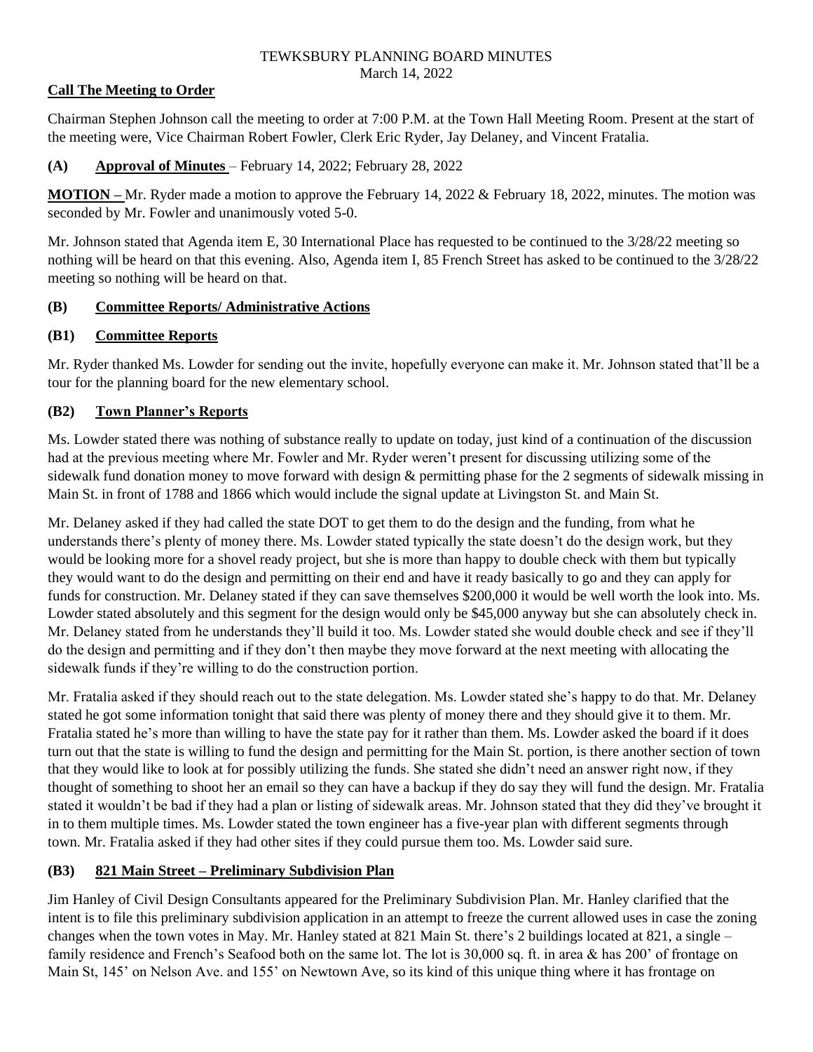TEWKSBURY PLANNING BOARD MINUTES
March 14, 2022

**Call The Meeting to Order**

Chairman Stephen Johnson call the meeting to order at 7:00 P.M. at the Town Hall Meeting Room. Present at the start of the meeting were, Vice Chairman Robert Fowler, Clerk Eric Ryder, Jay Delaney, and Vincent Fratalia.

**(A) Approval of Minutes** – February 14, 2022; February 28, 2022

**MOTION –** Mr. Ryder made a motion to approve the February 14, 2022 & February 18, 2022, minutes. The motion was seconded by Mr. Fowler and unanimously voted 5-0.

Mr. Johnson stated that Agenda item E, 30 International Place has requested to be continued to the 3/28/22 meeting so nothing will be heard on that this evening. Also, Agenda item I, 85 French Street has asked to be continued to the 3/28/22 meeting so nothing will be heard on that.

**(B) Committee Reports/ Administrative Actions**

**(B1) Committee Reports**

Mr. Ryder thanked Ms. Lowder for sending out the invite, hopefully everyone can make it. Mr. Johnson stated that'll be a tour for the planning board for the new elementary school.

**(B2) Town Planner's Reports**

Ms. Lowder stated there was nothing of substance really to update on today, just kind of a continuation of the discussion had at the previous meeting where Mr. Fowler and Mr. Ryder weren't present for discussing utilizing some of the sidewalk fund donation money to move forward with design & permitting phase for the 2 segments of sidewalk missing in Main St. in front of 1788 and 1866 which would include the signal update at Livingston St. and Main St.

Mr. Delaney asked if they had called the state DOT to get them to do the design and the funding, from what he understands there's plenty of money there. Ms. Lowder stated typically the state doesn't do the design work, but they would be looking more for a shovel ready project, but she is more than happy to double check with them but typically they would want to do the design and permitting on their end and have it ready basically to go and they can apply for funds for construction. Mr. Delaney stated if they can save themselves $200,000 it would be well worth the look into. Ms. Lowder stated absolutely and this segment for the design would only be $45,000 anyway but she can absolutely check in. Mr. Delaney stated from he understands they'll build it too. Ms. Lowder stated she would double check and see if they'll do the design and permitting and if they don't then maybe they move forward at the next meeting with allocating the sidewalk funds if they're willing to do the construction portion.

Mr. Fratalia asked if they should reach out to the state delegation. Ms. Lowder stated she's happy to do that. Mr. Delaney stated he got some information tonight that said there was plenty of money there and they should give it to them. Mr. Fratalia stated he's more than willing to have the state pay for it rather than them. Ms. Lowder asked the board if it does turn out that the state is willing to fund the design and permitting for the Main St. portion, is there another section of town that they would like to look at for possibly utilizing the funds. She stated she didn't need an answer right now, if they thought of something to shoot her an email so they can have a backup if they do say they will fund the design. Mr. Fratalia stated it wouldn't be bad if they had a plan or listing of sidewalk areas. Mr. Johnson stated that they did they've brought it in to them multiple times. Ms. Lowder stated the town engineer has a five-year plan with different segments through town. Mr. Fratalia asked if they had other sites if they could pursue them too. Ms. Lowder said sure.

**(B3) 821 Main Street – Preliminary Subdivision Plan**

Jim Hanley of Civil Design Consultants appeared for the Preliminary Subdivision Plan. Mr. Hanley clarified that the intent is to file this preliminary subdivision application in an attempt to freeze the current allowed uses in case the zoning changes when the town votes in May. Mr. Hanley stated at 821 Main St. there's 2 buildings located at 821, a single – family residence and French's Seafood both on the same lot. The lot is 30,000 sq. ft. in area & has 200' of frontage on Main St, 145' on Nelson Ave. and 155' on Newtown Ave, so its kind of this unique thing where it has frontage on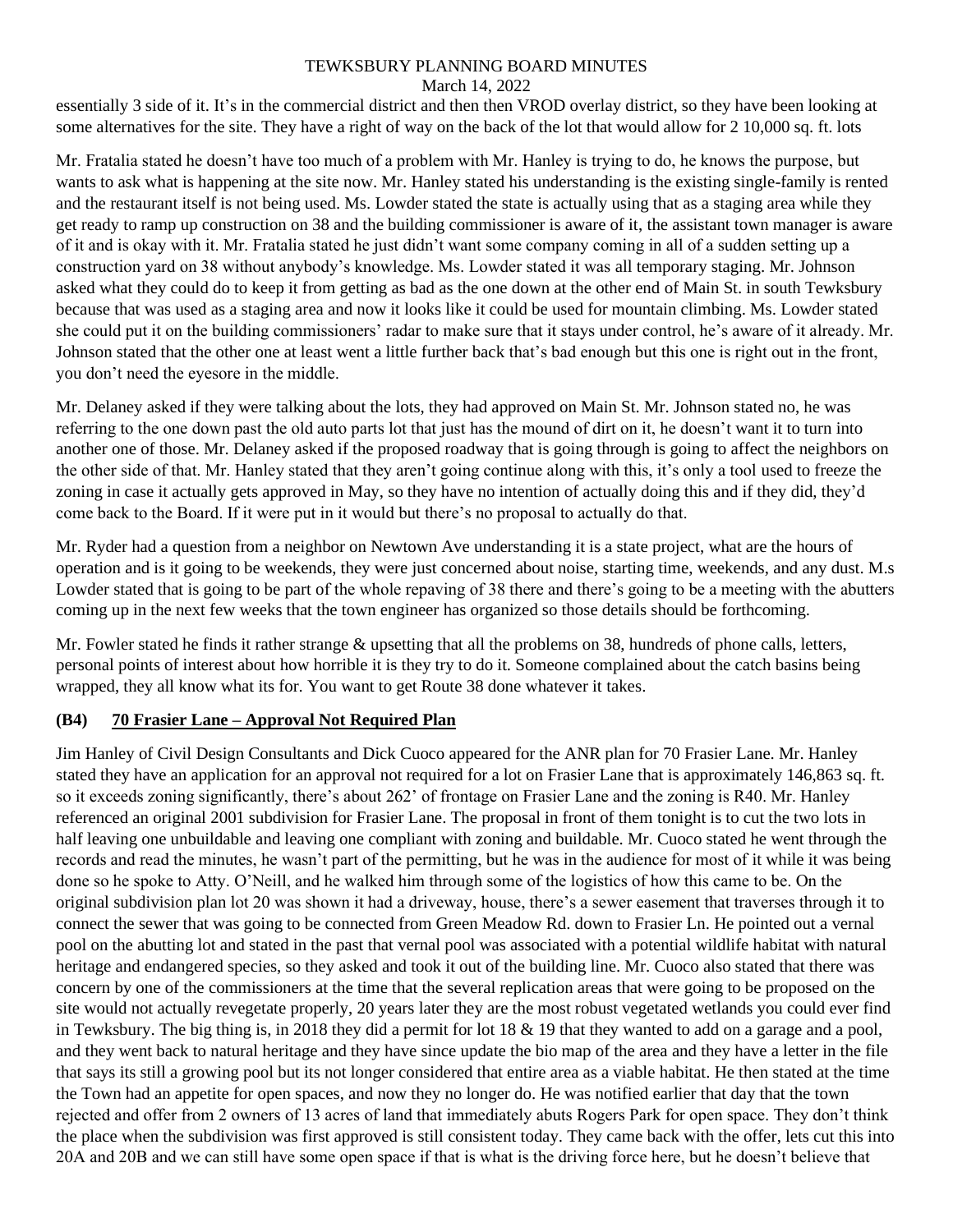essentially 3 side of it. It's in the commercial district and then then VROD overlay district, so they have been looking at some alternatives for the site. They have a right of way on the back of the lot that would allow for 2 10,000 sq. ft. lots

Mr. Fratalia stated he doesn't have too much of a problem with Mr. Hanley is trying to do, he knows the purpose, but wants to ask what is happening at the site now. Mr. Hanley stated his understanding is the existing single-family is rented and the restaurant itself is not being used. Ms. Lowder stated the state is actually using that as a staging area while they get ready to ramp up construction on 38 and the building commissioner is aware of it, the assistant town manager is aware of it and is okay with it. Mr. Fratalia stated he just didn't want some company coming in all of a sudden setting up a construction yard on 38 without anybody's knowledge. Ms. Lowder stated it was all temporary staging. Mr. Johnson asked what they could do to keep it from getting as bad as the one down at the other end of Main St. in south Tewksbury because that was used as a staging area and now it looks like it could be used for mountain climbing. Ms. Lowder stated she could put it on the building commissioners' radar to make sure that it stays under control, he's aware of it already. Mr. Johnson stated that the other one at least went a little further back that's bad enough but this one is right out in the front, you don't need the eyesore in the middle.

Mr. Delaney asked if they were talking about the lots, they had approved on Main St. Mr. Johnson stated no, he was referring to the one down past the old auto parts lot that just has the mound of dirt on it, he doesn't want it to turn into another one of those. Mr. Delaney asked if the proposed roadway that is going through is going to affect the neighbors on the other side of that. Mr. Hanley stated that they aren't going continue along with this, it's only a tool used to freeze the zoning in case it actually gets approved in May, so they have no intention of actually doing this and if they did, they'd come back to the Board. If it were put in it would but there's no proposal to actually do that.

Mr. Ryder had a question from a neighbor on Newtown Ave understanding it is a state project, what are the hours of operation and is it going to be weekends, they were just concerned about noise, starting time, weekends, and any dust. M.s Lowder stated that is going to be part of the whole repaving of 38 there and there's going to be a meeting with the abutters coming up in the next few weeks that the town engineer has organized so those details should be forthcoming.

Mr. Fowler stated he finds it rather strange & upsetting that all the problems on 38, hundreds of phone calls, letters, personal points of interest about how horrible it is they try to do it. Someone complained about the catch basins being wrapped, they all know what its for. You want to get Route 38 done whatever it takes.

### (B4) 70 Frasier Lane – Approval Not Required Plan

Jim Hanley of Civil Design Consultants and Dick Cuoco appeared for the ANR plan for 70 Frasier Lane. Mr. Hanley stated they have an application for an approval not required for a lot on Frasier Lane that is approximately 146,863 sq. ft. so it exceeds zoning significantly, there's about 262' of frontage on Frasier Lane and the zoning is R40. Mr. Hanley referenced an original 2001 subdivision for Frasier Lane. The proposal in front of them tonight is to cut the two lots in half leaving one unbuildable and leaving one compliant with zoning and buildable. Mr. Cuoco stated he went through the records and read the minutes, he wasn't part of the permitting, but he was in the audience for most of it while it was being done so he spoke to Atty. O'Neill, and he walked him through some of the logistics of how this came to be. On the original subdivision plan lot 20 was shown it had a driveway, house, there's a sewer easement that traverses through it to connect the sewer that was going to be connected from Green Meadow Rd. down to Frasier Ln. He pointed out a vernal pool on the abutting lot and stated in the past that vernal pool was associated with a potential wildlife habitat with natural heritage and endangered species, so they asked and took it out of the building line. Mr. Cuoco also stated that there was concern by one of the commissioners at the time that the several replication areas that were going to be proposed on the site would not actually revegetate properly, 20 years later they are the most robust vegetated wetlands you could ever find in Tewksbury. The big thing is, in 2018 they did a permit for lot 18 & 19 that they wanted to add on a garage and a pool, and they went back to natural heritage and they have since update the bio map of the area and they have a letter in the file that says its still a growing pool but its not longer considered that entire area as a viable habitat. He then stated at the time the Town had an appetite for open spaces, and now they no longer do. He was notified earlier that day that the town rejected and offer from 2 owners of 13 acres of land that immediately abuts Rogers Park for open space. They don't think the place when the subdivision was first approved is still consistent today. They came back with the offer, lets cut this into 20A and 20B and we can still have some open space if that is what is the driving force here, but he doesn't believe that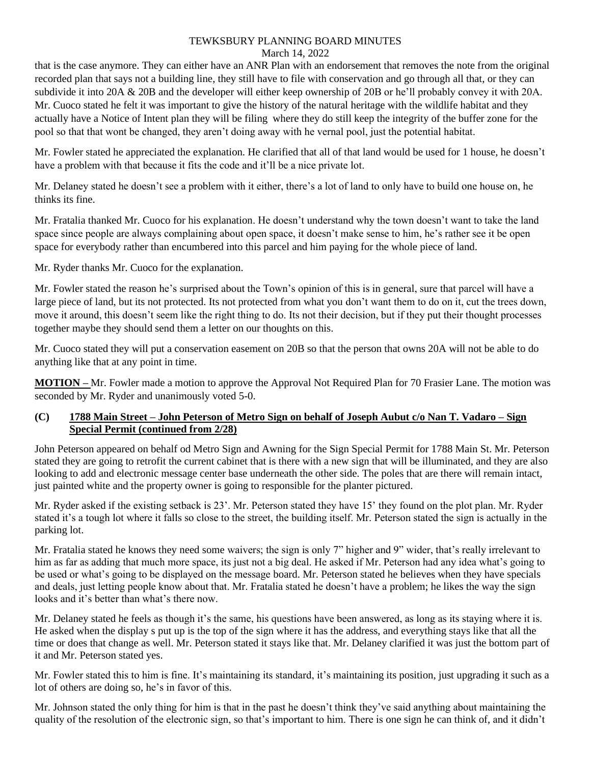that is the case anymore. They can either have an ANR Plan with an endorsement that removes the note from the original recorded plan that says not a building line, they still have to file with conservation and go through all that, or they can subdivide it into 20A & 20B and the developer will either keep ownership of 20B or he'll probably convey it with 20A. Mr. Cuoco stated he felt it was important to give the history of the natural heritage with the wildlife habitat and they actually have a Notice of Intent plan they will be filing where they do still keep the integrity of the buffer zone for the pool so that that wont be changed, they aren't doing away with he vernal pool, just the potential habitat.

Mr. Fowler stated he appreciated the explanation. He clarified that all of that land would be used for 1 house, he doesn't have a problem with that because it fits the code and it'll be a nice private lot.

Mr. Delaney stated he doesn't see a problem with it either, there's a lot of land to only have to build one house on, he thinks its fine.

Mr. Fratalia thanked Mr. Cuoco for his explanation. He doesn't understand why the town doesn't want to take the land space since people are always complaining about open space, it doesn't make sense to him, he's rather see it be open space for everybody rather than encumbered into this parcel and him paying for the whole piece of land.

Mr. Ryder thanks Mr. Cuoco for the explanation.

Mr. Fowler stated the reason he's surprised about the Town's opinion of this is in general, sure that parcel will have a large piece of land, but its not protected. Its not protected from what you don't want them to do on it, cut the trees down, move it around, this doesn't seem like the right thing to do. Its not their decision, but if they put their thought processes together maybe they should send them a letter on our thoughts on this.

Mr. Cuoco stated they will put a conservation easement on 20B so that the person that owns 20A will not be able to do anything like that at any point in time.

**<u>MOTION –</u>** Mr. Fowler made a motion to approve the Approval Not Required Plan for 70 Frasier Lane. The motion was seconded by Mr. Ryder and unanimously voted 5-0.

### (C) <u>1788 Main Street – John Peterson of Metro Sign on behalf of Joseph Aubut c/o Nan T. Vadaro – Sign Special Permit (continued from 2/28)</u>

John Peterson appeared on behalf od Metro Sign and Awning for the Sign Special Permit for 1788 Main St. Mr. Peterson stated they are going to retrofit the current cabinet that is there with a new sign that will be illuminated, and they are also looking to add and electronic message center base underneath the other side. The poles that are there will remain intact, just painted white and the property owner is going to responsible for the planter pictured.

Mr. Ryder asked if the existing setback is 23'. Mr. Peterson stated they have 15' they found on the plot plan. Mr. Ryder stated it's a tough lot where it falls so close to the street, the building itself. Mr. Peterson stated the sign is actually in the parking lot.

Mr. Fratalia stated he knows they need some waivers; the sign is only 7" higher and 9" wider, that's really irrelevant to him as far as adding that much more space, its just not a big deal. He asked if Mr. Peterson had any idea what's going to be used or what's going to be displayed on the message board. Mr. Peterson stated he believes when they have specials and deals, just letting people know about that. Mr. Fratalia stated he doesn't have a problem; he likes the way the sign looks and it's better than what's there now.

Mr. Delaney stated he feels as though it's the same, his questions have been answered, as long as its staying where it is. He asked when the display s put up is the top of the sign where it has the address, and everything stays like that all the time or does that change as well. Mr. Peterson stated it stays like that. Mr. Delaney clarified it was just the bottom part of it and Mr. Peterson stated yes.

Mr. Fowler stated this to him is fine. It's maintaining its standard, it's maintaining its position, just upgrading it such as a lot of others are doing so, he's in favor of this.

Mr. Johnson stated the only thing for him is that in the past he doesn't think they've said anything about maintaining the quality of the resolution of the electronic sign, so that's important to him. There is one sign he can think of, and it didn't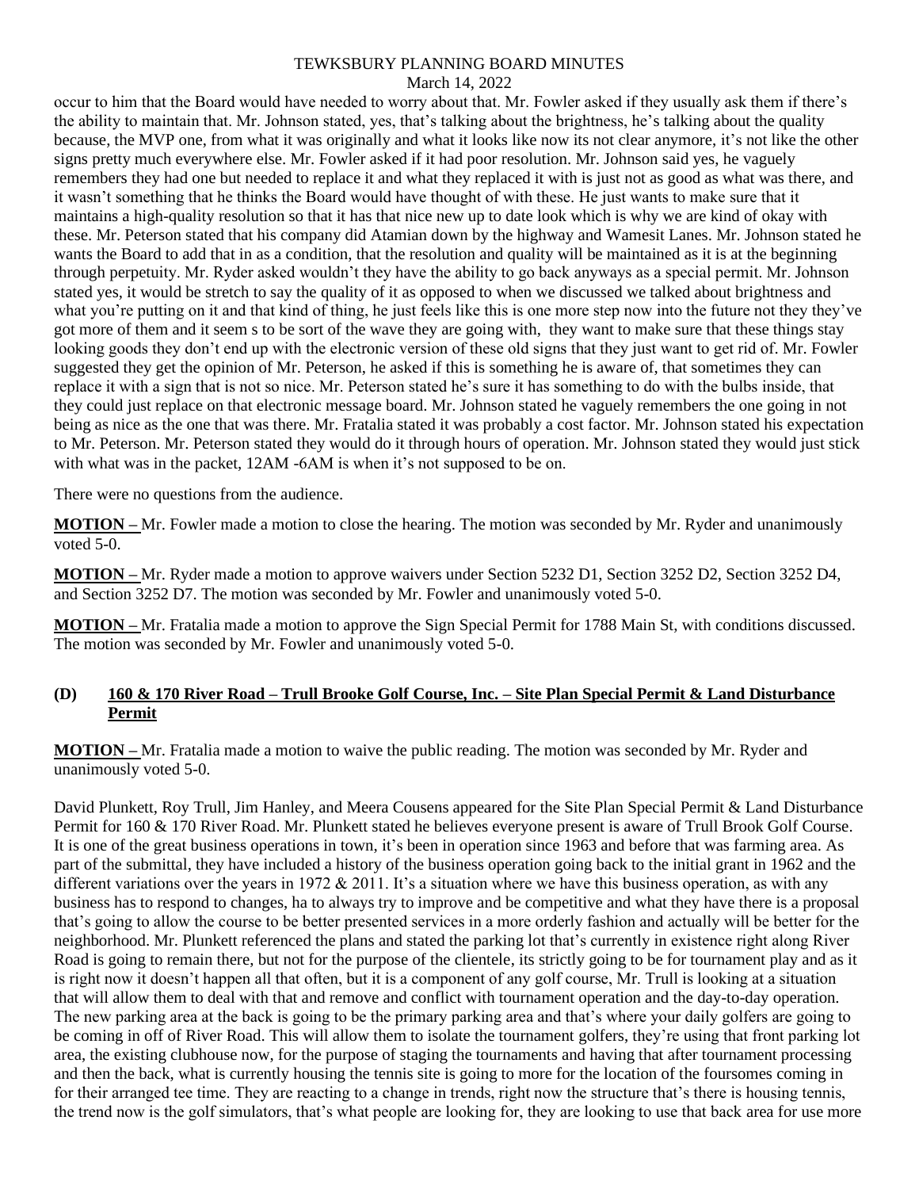occur to him that the Board would have needed to worry about that. Mr. Fowler asked if they usually ask them if there's the ability to maintain that. Mr. Johnson stated, yes, that's talking about the brightness, he's talking about the quality because, the MVP one, from what it was originally and what it looks like now its not clear anymore, it's not like the other signs pretty much everywhere else. Mr. Fowler asked if it had poor resolution. Mr. Johnson said yes, he vaguely remembers they had one but needed to replace it and what they replaced it with is just not as good as what was there, and it wasn't something that he thinks the Board would have thought of with these. He just wants to make sure that it maintains a high-quality resolution so that it has that nice new up to date look which is why we are kind of okay with these. Mr. Peterson stated that his company did Atamian down by the highway and Wamesit Lanes. Mr. Johnson stated he wants the Board to add that in as a condition, that the resolution and quality will be maintained as it is at the beginning through perpetuity. Mr. Ryder asked wouldn't they have the ability to go back anyways as a special permit. Mr. Johnson stated yes, it would be stretch to say the quality of it as opposed to when we discussed we talked about brightness and what you're putting on it and that kind of thing, he just feels like this is one more step now into the future not they they've got more of them and it seem s to be sort of the wave they are going with, they want to make sure that these things stay looking goods they don't end up with the electronic version of these old signs that they just want to get rid of. Mr. Fowler suggested they get the opinion of Mr. Peterson, he asked if this is something he is aware of, that sometimes they can replace it with a sign that is not so nice. Mr. Peterson stated he's sure it has something to do with the bulbs inside, that they could just replace on that electronic message board. Mr. Johnson stated he vaguely remembers the one going in not being as nice as the one that was there. Mr. Fratalia stated it was probably a cost factor. Mr. Johnson stated his expectation to Mr. Peterson. Mr. Peterson stated they would do it through hours of operation. Mr. Johnson stated they would just stick with what was in the packet, 12AM -6AM is when it's not supposed to be on.

There were no questions from the audience.

**MOTION –** Mr. Fowler made a motion to close the hearing. The motion was seconded by Mr. Ryder and unanimously voted 5-0.

**MOTION –** Mr. Ryder made a motion to approve waivers under Section 5232 D1, Section 3252 D2, Section 3252 D4, and Section 3252 D7. The motion was seconded by Mr. Fowler and unanimously voted 5-0.

**MOTION –** Mr. Fratalia made a motion to approve the Sign Special Permit for 1788 Main St, with conditions discussed. The motion was seconded by Mr. Fowler and unanimously voted 5-0.

### (D) 160 & 170 River Road – Trull Brooke Golf Course, Inc. – Site Plan Special Permit & Land Disturbance Permit

**MOTION –** Mr. Fratalia made a motion to waive the public reading. The motion was seconded by Mr. Ryder and unanimously voted 5-0.

David Plunkett, Roy Trull, Jim Hanley, and Meera Cousens appeared for the Site Plan Special Permit & Land Disturbance Permit for 160 & 170 River Road. Mr. Plunkett stated he believes everyone present is aware of Trull Brook Golf Course. It is one of the great business operations in town, it's been in operation since 1963 and before that was farming area. As part of the submittal, they have included a history of the business operation going back to the initial grant in 1962 and the different variations over the years in 1972 & 2011. It's a situation where we have this business operation, as with any business has to respond to changes, ha to always try to improve and be competitive and what they have there is a proposal that's going to allow the course to be better presented services in a more orderly fashion and actually will be better for the neighborhood. Mr. Plunkett referenced the plans and stated the parking lot that's currently in existence right along River Road is going to remain there, but not for the purpose of the clientele, its strictly going to be for tournament play and as it is right now it doesn't happen all that often, but it is a component of any golf course, Mr. Trull is looking at a situation that will allow them to deal with that and remove and conflict with tournament operation and the day-to-day operation. The new parking area at the back is going to be the primary parking area and that's where your daily golfers are going to be coming in off of River Road. This will allow them to isolate the tournament golfers, they're using that front parking lot area, the existing clubhouse now, for the purpose of staging the tournaments and having that after tournament processing and then the back, what is currently housing the tennis site is going to more for the location of the foursomes coming in for their arranged tee time. They are reacting to a change in trends, right now the structure that's there is housing tennis, the trend now is the golf simulators, that's what people are looking for, they are looking to use that back area for use more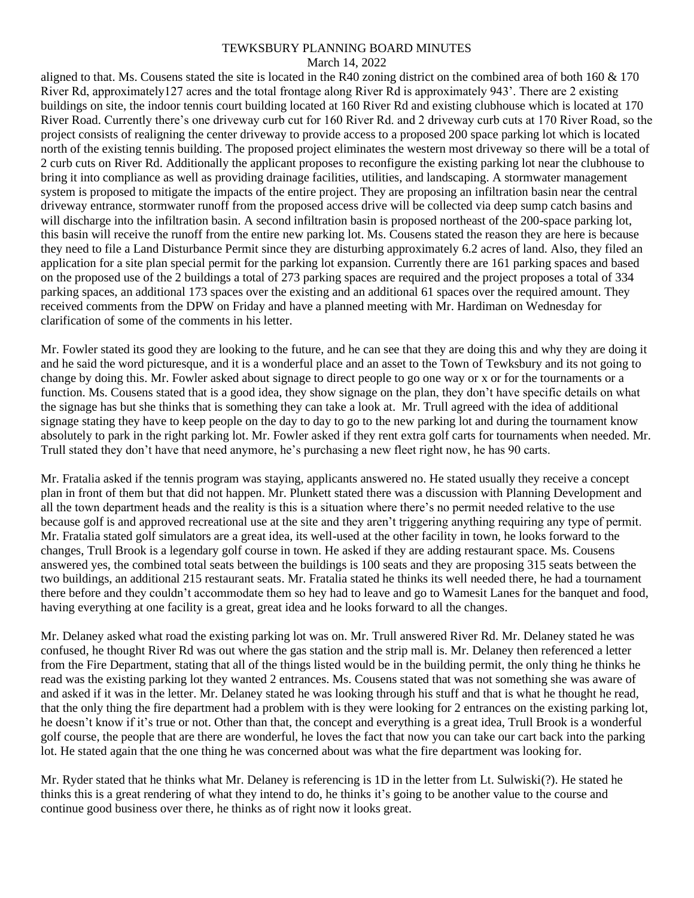aligned to that. Ms. Cousens stated the site is located in the R40 zoning district on the combined area of both 160 & 170 River Rd, approximately127 acres and the total frontage along River Rd is approximately 943'. There are 2 existing buildings on site, the indoor tennis court building located at 160 River Rd and existing clubhouse which is located at 170 River Road. Currently there's one driveway curb cut for 160 River Rd. and 2 driveway curb cuts at 170 River Road, so the project consists of realigning the center driveway to provide access to a proposed 200 space parking lot which is located north of the existing tennis building. The proposed project eliminates the western most driveway so there will be a total of 2 curb cuts on River Rd. Additionally the applicant proposes to reconfigure the existing parking lot near the clubhouse to bring it into compliance as well as providing drainage facilities, utilities, and landscaping. A stormwater management system is proposed to mitigate the impacts of the entire project. They are proposing an infiltration basin near the central driveway entrance, stormwater runoff from the proposed access drive will be collected via deep sump catch basins and will discharge into the infiltration basin. A second infiltration basin is proposed northeast of the 200-space parking lot, this basin will receive the runoff from the entire new parking lot. Ms. Cousens stated the reason they are here is because they need to file a Land Disturbance Permit since they are disturbing approximately 6.2 acres of land. Also, they filed an application for a site plan special permit for the parking lot expansion. Currently there are 161 parking spaces and based on the proposed use of the 2 buildings a total of 273 parking spaces are required and the project proposes a total of 334 parking spaces, an additional 173 spaces over the existing and an additional 61 spaces over the required amount. They received comments from the DPW on Friday and have a planned meeting with Mr. Hardiman on Wednesday for clarification of some of the comments in his letter.

Mr. Fowler stated its good they are looking to the future, and he can see that they are doing this and why they are doing it and he said the word picturesque, and it is a wonderful place and an asset to the Town of Tewksbury and its not going to change by doing this. Mr. Fowler asked about signage to direct people to go one way or x or for the tournaments or a function. Ms. Cousens stated that is a good idea, they show signage on the plan, they don't have specific details on what the signage has but she thinks that is something they can take a look at. Mr. Trull agreed with the idea of additional signage stating they have to keep people on the day to day to go to the new parking lot and during the tournament know absolutely to park in the right parking lot. Mr. Fowler asked if they rent extra golf carts for tournaments when needed. Mr. Trull stated they don't have that need anymore, he's purchasing a new fleet right now, he has 90 carts.

Mr. Fratalia asked if the tennis program was staying, applicants answered no. He stated usually they receive a concept plan in front of them but that did not happen. Mr. Plunkett stated there was a discussion with Planning Development and all the town department heads and the reality is this is a situation where there's no permit needed relative to the use because golf is and approved recreational use at the site and they aren't triggering anything requiring any type of permit. Mr. Fratalia stated golf simulators are a great idea, its well-used at the other facility in town, he looks forward to the changes, Trull Brook is a legendary golf course in town. He asked if they are adding restaurant space. Ms. Cousens answered yes, the combined total seats between the buildings is 100 seats and they are proposing 315 seats between the two buildings, an additional 215 restaurant seats. Mr. Fratalia stated he thinks its well needed there, he had a tournament there before and they couldn't accommodate them so hey had to leave and go to Wamesit Lanes for the banquet and food, having everything at one facility is a great, great idea and he looks forward to all the changes.

Mr. Delaney asked what road the existing parking lot was on. Mr. Trull answered River Rd. Mr. Delaney stated he was confused, he thought River Rd was out where the gas station and the strip mall is. Mr. Delaney then referenced a letter from the Fire Department, stating that all of the things listed would be in the building permit, the only thing he thinks he read was the existing parking lot they wanted 2 entrances. Ms. Cousens stated that was not something she was aware of and asked if it was in the letter. Mr. Delaney stated he was looking through his stuff and that is what he thought he read, that the only thing the fire department had a problem with is they were looking for 2 entrances on the existing parking lot, he doesn't know if it's true or not. Other than that, the concept and everything is a great idea, Trull Brook is a wonderful golf course, the people that are there are wonderful, he loves the fact that now you can take our cart back into the parking lot. He stated again that the one thing he was concerned about was what the fire department was looking for.

Mr. Ryder stated that he thinks what Mr. Delaney is referencing is 1D in the letter from Lt. Sulwiski(?). He stated he thinks this is a great rendering of what they intend to do, he thinks it's going to be another value to the course and continue good business over there, he thinks as of right now it looks great.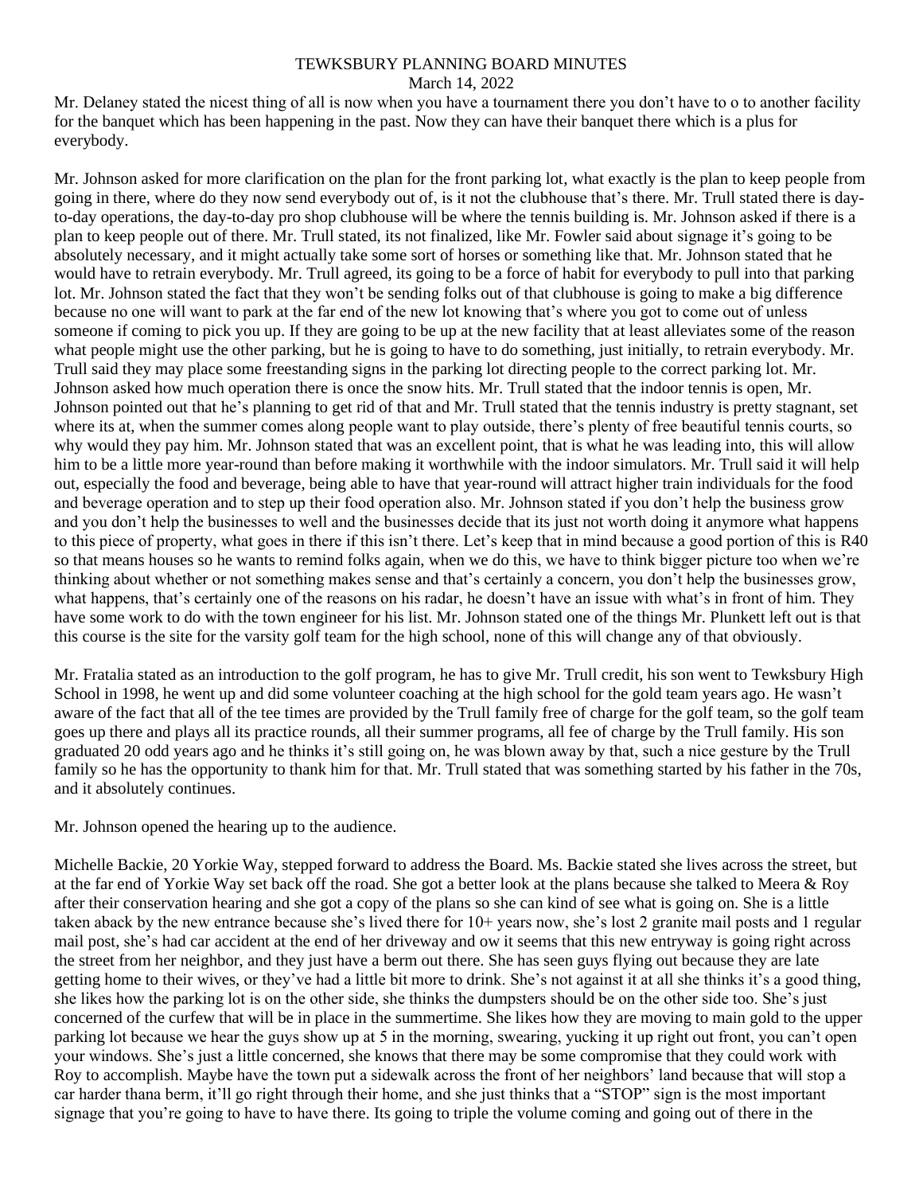Mr. Delaney stated the nicest thing of all is now when you have a tournament there you don't have to o to another facility for the banquet which has been happening in the past. Now they can have their banquet there which is a plus for everybody.

Mr. Johnson asked for more clarification on the plan for the front parking lot, what exactly is the plan to keep people from going in there, where do they now send everybody out of, is it not the clubhouse that's there. Mr. Trull stated there is day-to-day operations, the day-to-day pro shop clubhouse will be where the tennis building is. Mr. Johnson asked if there is a plan to keep people out of there. Mr. Trull stated, its not finalized, like Mr. Fowler said about signage it's going to be absolutely necessary, and it might actually take some sort of horses or something like that. Mr. Johnson stated that he would have to retrain everybody. Mr. Trull agreed, its going to be a force of habit for everybody to pull into that parking lot. Mr. Johnson stated the fact that they won't be sending folks out of that clubhouse is going to make a big difference because no one will want to park at the far end of the new lot knowing that's where you got to come out of unless someone if coming to pick you up. If they are going to be up at the new facility that at least alleviates some of the reason what people might use the other parking, but he is going to have to do something, just initially, to retrain everybody. Mr. Trull said they may place some freestanding signs in the parking lot directing people to the correct parking lot. Mr. Johnson asked how much operation there is once the snow hits. Mr. Trull stated that the indoor tennis is open, Mr. Johnson pointed out that he's planning to get rid of that and Mr. Trull stated that the tennis industry is pretty stagnant, set where its at, when the summer comes along people want to play outside, there's plenty of free beautiful tennis courts, so why would they pay him. Mr. Johnson stated that was an excellent point, that is what he was leading into, this will allow him to be a little more year-round than before making it worthwhile with the indoor simulators. Mr. Trull said it will help out, especially the food and beverage, being able to have that year-round will attract higher train individuals for the food and beverage operation and to step up their food operation also. Mr. Johnson stated if you don't help the business grow and you don't help the businesses to well and the businesses decide that its just not worth doing it anymore what happens to this piece of property, what goes in there if this isn't there. Let's keep that in mind because a good portion of this is R40 so that means houses so he wants to remind folks again, when we do this, we have to think bigger picture too when we're thinking about whether or not something makes sense and that's certainly a concern, you don't help the businesses grow, what happens, that's certainly one of the reasons on his radar, he doesn't have an issue with what's in front of him. They have some work to do with the town engineer for his list. Mr. Johnson stated one of the things Mr. Plunkett left out is that this course is the site for the varsity golf team for the high school, none of this will change any of that obviously.

Mr. Fratalia stated as an introduction to the golf program, he has to give Mr. Trull credit, his son went to Tewksbury High School in 1998, he went up and did some volunteer coaching at the high school for the gold team years ago. He wasn't aware of the fact that all of the tee times are provided by the Trull family free of charge for the golf team, so the golf team goes up there and plays all its practice rounds, all their summer programs, all fee of charge by the Trull family. His son graduated 20 odd years ago and he thinks it's still going on, he was blown away by that, such a nice gesture by the Trull family so he has the opportunity to thank him for that. Mr. Trull stated that was something started by his father in the 70s, and it absolutely continues.

Mr. Johnson opened the hearing up to the audience.

Michelle Backie, 20 Yorkie Way, stepped forward to address the Board. Ms. Backie stated she lives across the street, but at the far end of Yorkie Way set back off the road. She got a better look at the plans because she talked to Meera & Roy after their conservation hearing and she got a copy of the plans so she can kind of see what is going on. She is a little taken aback by the new entrance because she's lived there for 10+ years now, she's lost 2 granite mail posts and 1 regular mail post, she's had car accident at the end of her driveway and ow it seems that this new entryway is going right across the street from her neighbor, and they just have a berm out there. She has seen guys flying out because they are late getting home to their wives, or they've had a little bit more to drink. She's not against it at all she thinks it's a good thing, she likes how the parking lot is on the other side, she thinks the dumpsters should be on the other side too. She's just concerned of the curfew that will be in place in the summertime. She likes how they are moving to main gold to the upper parking lot because we hear the guys show up at 5 in the morning, swearing, yucking it up right out front, you can't open your windows. She's just a little concerned, she knows that there may be some compromise that they could work with Roy to accomplish. Maybe have the town put a sidewalk across the front of her neighbors' land because that will stop a car harder thana berm, it'll go right through their home, and she just thinks that a "STOP" sign is the most important signage that you're going to have to have there. Its going to triple the volume coming and going out of there in the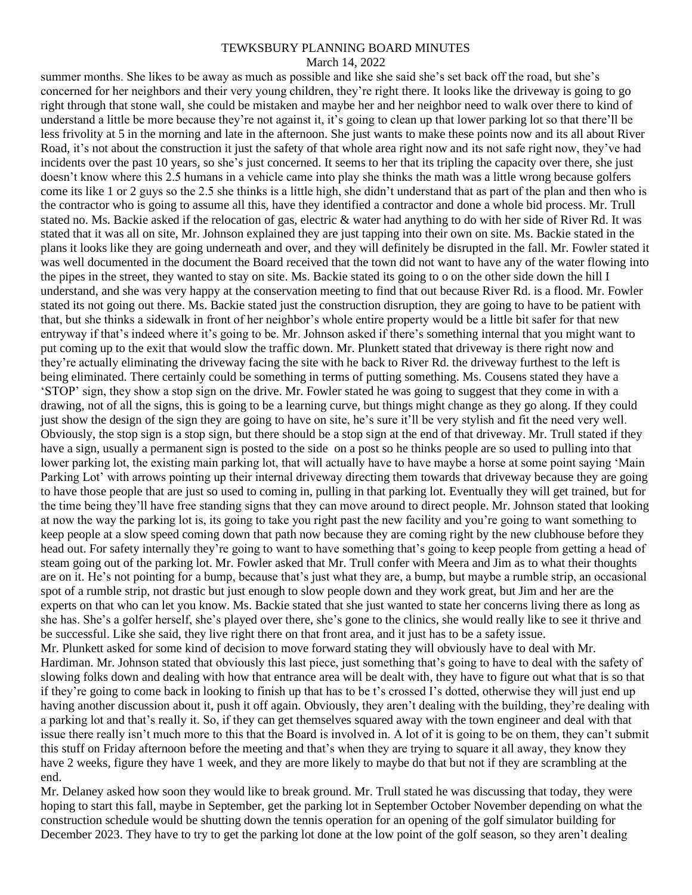summer months. She likes to be away as much as possible and like she said she's set back off the road, but she's concerned for her neighbors and their very young children, they're right there. It looks like the driveway is going to go right through that stone wall, she could be mistaken and maybe her and her neighbor need to walk over there to kind of understand a little be more because they're not against it, it's going to clean up that lower parking lot so that there'll be less frivolity at 5 in the morning and late in the afternoon. She just wants to make these points now and its all about River Road, it's not about the construction it just the safety of that whole area right now and its not safe right now, they've had incidents over the past 10 years, so she's just concerned. It seems to her that its tripling the capacity over there, she just doesn't know where this 2.5 humans in a vehicle came into play she thinks the math was a little wrong because golfers come its like 1 or 2 guys so the 2.5 she thinks is a little high, she didn't understand that as part of the plan and then who is the contractor who is going to assume all this, have they identified a contractor and done a whole bid process. Mr. Trull stated no. Ms. Backie asked if the relocation of gas, electric & water had anything to do with her side of River Rd. It was stated that it was all on site, Mr. Johnson explained they are just tapping into their own on site. Ms. Backie stated in the plans it looks like they are going underneath and over, and they will definitely be disrupted in the fall. Mr. Fowler stated it was well documented in the document the Board received that the town did not want to have any of the water flowing into the pipes in the street, they wanted to stay on site. Ms. Backie stated its going to o on the other side down the hill I understand, and she was very happy at the conservation meeting to find that out because River Rd. is a flood. Mr. Fowler stated its not going out there. Ms. Backie stated just the construction disruption, they are going to have to be patient with that, but she thinks a sidewalk in front of her neighbor's whole entire property would be a little bit safer for that new entryway if that's indeed where it's going to be. Mr. Johnson asked if there's something internal that you might want to put coming up to the exit that would slow the traffic down. Mr. Plunkett stated that driveway is there right now and they're actually eliminating the driveway facing the site with he back to River Rd. the driveway furthest to the left is being eliminated. There certainly could be something in terms of putting something. Ms. Cousens stated they have a 'STOP' sign, they show a stop sign on the drive. Mr. Fowler stated he was going to suggest that they come in with a drawing, not of all the signs, this is going to be a learning curve, but things might change as they go along. If they could just show the design of the sign they are going to have on site, he's sure it'll be very stylish and fit the need very well. Obviously, the stop sign is a stop sign, but there should be a stop sign at the end of that driveway. Mr. Trull stated if they have a sign, usually a permanent sign is posted to the side on a post so he thinks people are so used to pulling into that lower parking lot, the existing main parking lot, that will actually have to have maybe a horse at some point saying 'Main Parking Lot' with arrows pointing up their internal driveway directing them towards that driveway because they are going to have those people that are just so used to coming in, pulling in that parking lot. Eventually they will get trained, but for the time being they'll have free standing signs that they can move around to direct people. Mr. Johnson stated that looking at now the way the parking lot is, its going to take you right past the new facility and you're going to want something to keep people at a slow speed coming down that path now because they are coming right by the new clubhouse before they head out. For safety internally they're going to want to have something that's going to keep people from getting a head of steam going out of the parking lot. Mr. Fowler asked that Mr. Trull confer with Meera and Jim as to what their thoughts are on it. He's not pointing for a bump, because that's just what they are, a bump, but maybe a rumble strip, an occasional spot of a rumble strip, not drastic but just enough to slow people down and they work great, but Jim and her are the experts on that who can let you know. Ms. Backie stated that she just wanted to state her concerns living there as long as she has. She's a golfer herself, she's played over there, she's gone to the clinics, she would really like to see it thrive and be successful. Like she said, they live right there on that front area, and it just has to be a safety issue.

Mr. Plunkett asked for some kind of decision to move forward stating they will obviously have to deal with Mr. Hardiman. Mr. Johnson stated that obviously this last piece, just something that's going to have to deal with the safety of slowing folks down and dealing with how that entrance area will be dealt with, they have to figure out what that is so that if they're going to come back in looking to finish up that has to be t's crossed I's dotted, otherwise they will just end up having another discussion about it, push it off again. Obviously, they aren't dealing with the building, they're dealing with a parking lot and that's really it. So, if they can get themselves squared away with the town engineer and deal with that issue there really isn't much more to this that the Board is involved in. A lot of it is going to be on them, they can't submit this stuff on Friday afternoon before the meeting and that's when they are trying to square it all away, they know they have 2 weeks, figure they have 1 week, and they are more likely to maybe do that but not if they are scrambling at the end.

Mr. Delaney asked how soon they would like to break ground. Mr. Trull stated he was discussing that today, they were hoping to start this fall, maybe in September, get the parking lot in September October November depending on what the construction schedule would be shutting down the tennis operation for an opening of the golf simulator building for December 2023. They have to try to get the parking lot done at the low point of the golf season, so they aren't dealing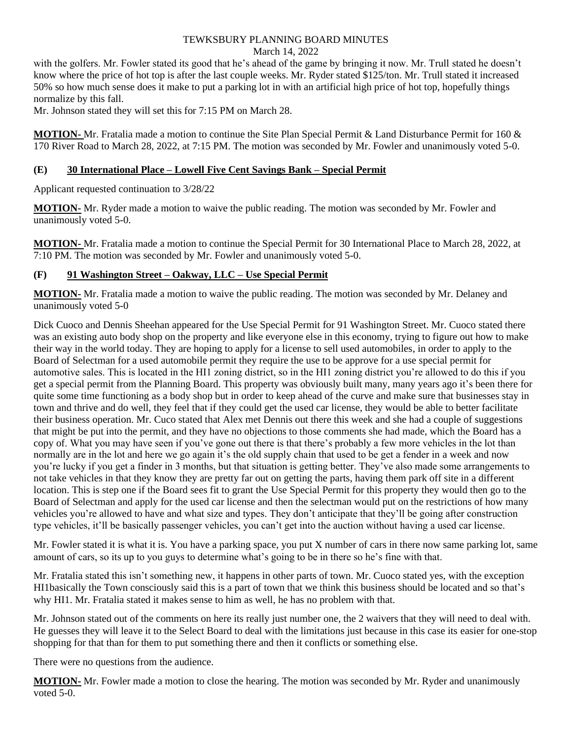with the golfers. Mr. Fowler stated its good that he's ahead of the game by bringing it now. Mr. Trull stated he doesn't know where the price of hot top is after the last couple weeks. Mr. Ryder stated $125/ton. Mr. Trull stated it increased 50% so how much sense does it make to put a parking lot in with an artificial high price of hot top, hopefully things normalize by this fall.

Mr. Johnson stated they will set this for 7:15 PM on March 28.

**MOTION-** Mr. Fratalia made a motion to continue the Site Plan Special Permit & Land Disturbance Permit for 160 & 170 River Road to March 28, 2022, at 7:15 PM. The motion was seconded by Mr. Fowler and unanimously voted 5-0.

### (E) 30 International Place – Lowell Five Cent Savings Bank – Special Permit

Applicant requested continuation to 3/28/22

**MOTION-** Mr. Ryder made a motion to waive the public reading. The motion was seconded by Mr. Fowler and unanimously voted 5-0.

**MOTION-** Mr. Fratalia made a motion to continue the Special Permit for 30 International Place to March 28, 2022, at 7:10 PM. The motion was seconded by Mr. Fowler and unanimously voted 5-0.

### (F) 91 Washington Street – Oakway, LLC – Use Special Permit

**MOTION-** Mr. Fratalia made a motion to waive the public reading. The motion was seconded by Mr. Delaney and unanimously voted 5-0

Dick Cuoco and Dennis Sheehan appeared for the Use Special Permit for 91 Washington Street. Mr. Cuoco stated there was an existing auto body shop on the property and like everyone else in this economy, trying to figure out how to make their way in the world today. They are hoping to apply for a license to sell used automobiles, in order to apply to the Board of Selectman for a used automobile permit they require the use to be approve for a use special permit for automotive sales. This is located in the HI1 zoning district, so in the HI1 zoning district you're allowed to do this if you get a special permit from the Planning Board. This property was obviously built many, many years ago it's been there for quite some time functioning as a body shop but in order to keep ahead of the curve and make sure that businesses stay in town and thrive and do well, they feel that if they could get the used car license, they would be able to better facilitate their business operation. Mr. Cuco stated that Alex met Dennis out there this week and she had a couple of suggestions that might be put into the permit, and they have no objections to those comments she had made, which the Board has a copy of. What you may have seen if you've gone out there is that there's probably a few more vehicles in the lot than normally are in the lot and here we go again it's the old supply chain that used to be get a fender in a week and now you're lucky if you get a finder in 3 months, but that situation is getting better. They've also made some arrangements to not take vehicles in that they know they are pretty far out on getting the parts, having them park off site in a different location. This is step one if the Board sees fit to grant the Use Special Permit for this property they would then go to the Board of Selectman and apply for the used car license and then the selectman would put on the restrictions of how many vehicles you're allowed to have and what size and types. They don't anticipate that they'll be going after construction type vehicles, it'll be basically passenger vehicles, you can't get into the auction without having a used car license.

Mr. Fowler stated it is what it is. You have a parking space, you put X number of cars in there now same parking lot, same amount of cars, so its up to you guys to determine what's going to be in there so he's fine with that.

Mr. Fratalia stated this isn't something new, it happens in other parts of town. Mr. Cuoco stated yes, with the exception HI1basically the Town consciously said this is a part of town that we think this business should be located and so that's why HI1. Mr. Fratalia stated it makes sense to him as well, he has no problem with that.

Mr. Johnson stated out of the comments on here its really just number one, the 2 waivers that they will need to deal with. He guesses they will leave it to the Select Board to deal with the limitations just because in this case its easier for one-stop shopping for that than for them to put something there and then it conflicts or something else.

There were no questions from the audience.

**MOTION-** Mr. Fowler made a motion to close the hearing. The motion was seconded by Mr. Ryder and unanimously voted 5-0.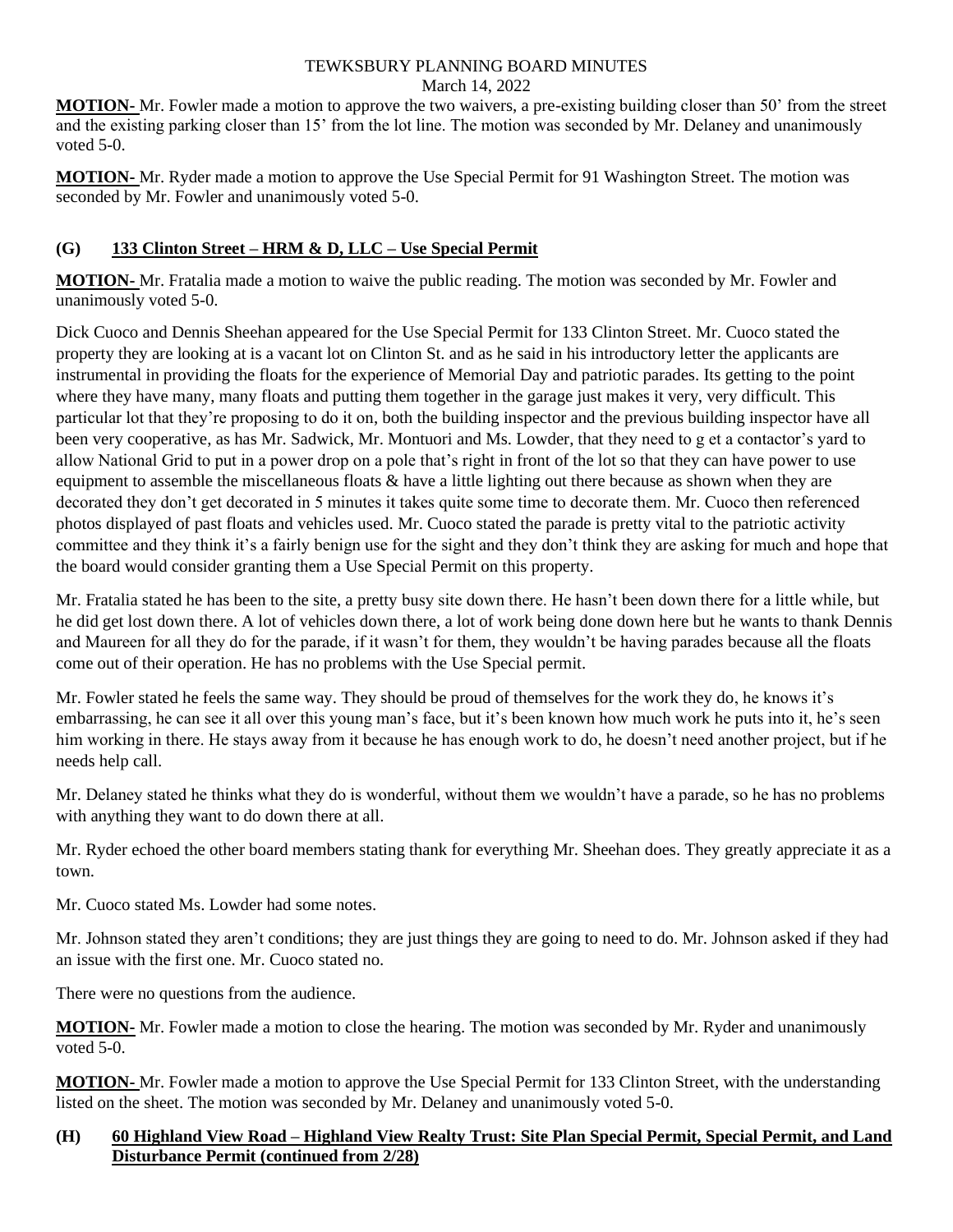**MOTION-** Mr. Fowler made a motion to approve the two waivers, a pre-existing building closer than 50' from the street and the existing parking closer than 15' from the lot line. The motion was seconded by Mr. Delaney and unanimously voted 5-0.

**MOTION-** Mr. Ryder made a motion to approve the Use Special Permit for 91 Washington Street. The motion was seconded by Mr. Fowler and unanimously voted 5-0.

### (G) 133 Clinton Street – HRM & D, LLC – Use Special Permit

**MOTION-** Mr. Fratalia made a motion to waive the public reading. The motion was seconded by Mr. Fowler and unanimously voted 5-0.

Dick Cuoco and Dennis Sheehan appeared for the Use Special Permit for 133 Clinton Street. Mr. Cuoco stated the property they are looking at is a vacant lot on Clinton St. and as he said in his introductory letter the applicants are instrumental in providing the floats for the experience of Memorial Day and patriotic parades. Its getting to the point where they have many, many floats and putting them together in the garage just makes it very, very difficult. This particular lot that they're proposing to do it on, both the building inspector and the previous building inspector have all been very cooperative, as has Mr. Sadwick, Mr. Montuori and Ms. Lowder, that they need to g et a contactor's yard to allow National Grid to put in a power drop on a pole that's right in front of the lot so that they can have power to use equipment to assemble the miscellaneous floats & have a little lighting out there because as shown when they are decorated they don't get decorated in 5 minutes it takes quite some time to decorate them. Mr. Cuoco then referenced photos displayed of past floats and vehicles used. Mr. Cuoco stated the parade is pretty vital to the patriotic activity committee and they think it's a fairly benign use for the sight and they don't think they are asking for much and hope that the board would consider granting them a Use Special Permit on this property.

Mr. Fratalia stated he has been to the site, a pretty busy site down there. He hasn't been down there for a little while, but he did get lost down there. A lot of vehicles down there, a lot of work being done down here but he wants to thank Dennis and Maureen for all they do for the parade, if it wasn't for them, they wouldn't be having parades because all the floats come out of their operation. He has no problems with the Use Special permit.

Mr. Fowler stated he feels the same way. They should be proud of themselves for the work they do, he knows it's embarrassing, he can see it all over this young man's face, but it's been known how much work he puts into it, he's seen him working in there. He stays away from it because he has enough work to do, he doesn't need another project, but if he needs help call.

Mr. Delaney stated he thinks what they do is wonderful, without them we wouldn't have a parade, so he has no problems with anything they want to do down there at all.

Mr. Ryder echoed the other board members stating thank for everything Mr. Sheehan does. They greatly appreciate it as a town.

Mr. Cuoco stated Ms. Lowder had some notes.

Mr. Johnson stated they aren't conditions; they are just things they are going to need to do. Mr. Johnson asked if they had an issue with the first one. Mr. Cuoco stated no.

There were no questions from the audience.

**MOTION-** Mr. Fowler made a motion to close the hearing. The motion was seconded by Mr. Ryder and unanimously voted 5-0.

**MOTION-** Mr. Fowler made a motion to approve the Use Special Permit for 133 Clinton Street, with the understanding listed on the sheet. The motion was seconded by Mr. Delaney and unanimously voted 5-0.

### (H) 60 Highland View Road – Highland View Realty Trust: Site Plan Special Permit, Special Permit, and Land Disturbance Permit (continued from 2/28)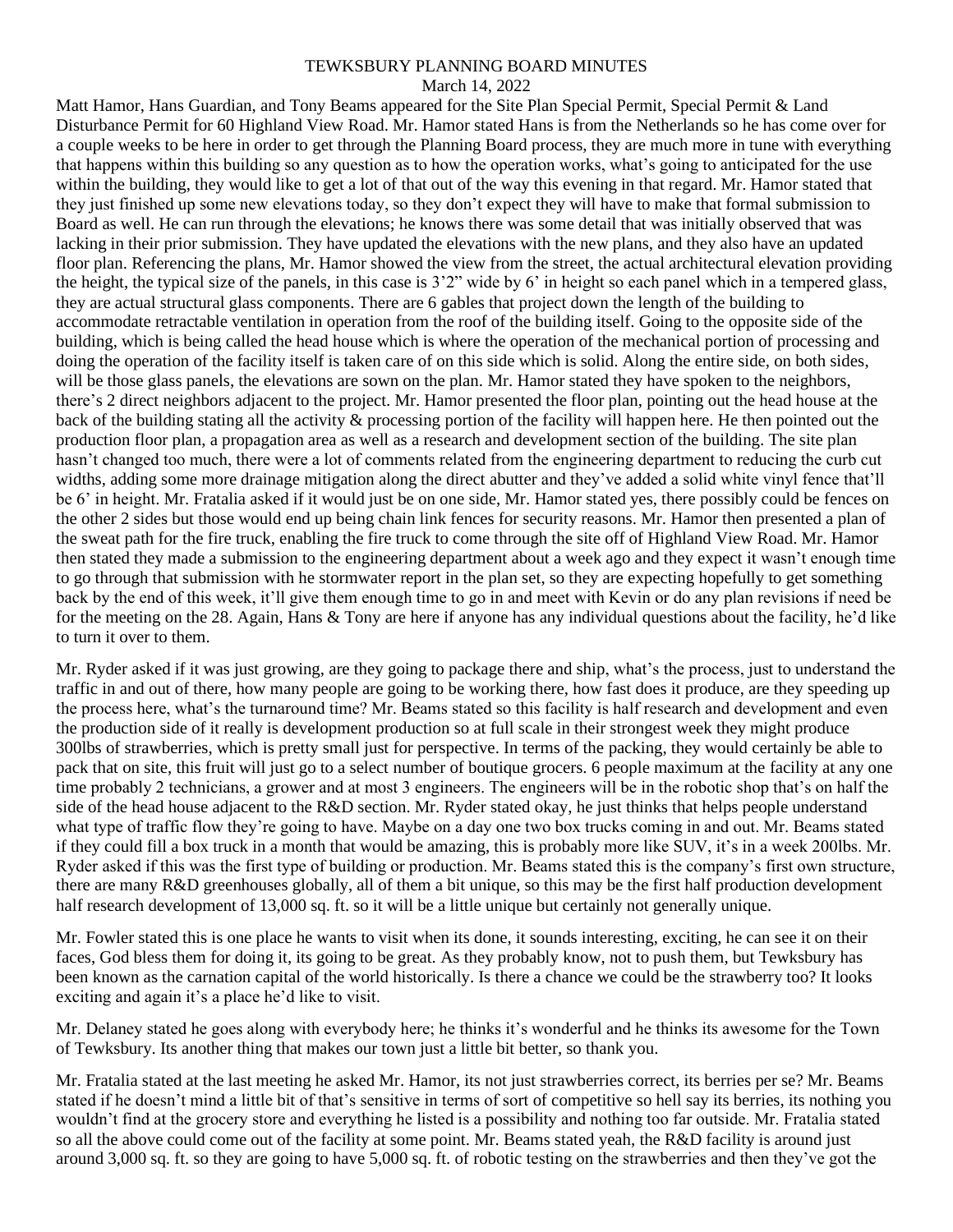TEWKSBURY PLANNING BOARD MINUTES

March 14, 2022

Matt Hamor, Hans Guardian, and Tony Beams appeared for the Site Plan Special Permit, Special Permit & Land Disturbance Permit for 60 Highland View Road. Mr. Hamor stated Hans is from the Netherlands so he has come over for a couple weeks to be here in order to get through the Planning Board process, they are much more in tune with everything that happens within this building so any question as to how the operation works, what's going to anticipated for the use within the building, they would like to get a lot of that out of the way this evening in that regard. Mr. Hamor stated that they just finished up some new elevations today, so they don't expect they will have to make that formal submission to Board as well. He can run through the elevations; he knows there was some detail that was initially observed that was lacking in their prior submission. They have updated the elevations with the new plans, and they also have an updated floor plan. Referencing the plans, Mr. Hamor showed the view from the street, the actual architectural elevation providing the height, the typical size of the panels, in this case is 3'2" wide by 6' in height so each panel which in a tempered glass, they are actual structural glass components. There are 6 gables that project down the length of the building to accommodate retractable ventilation in operation from the roof of the building itself. Going to the opposite side of the building, which is being called the head house which is where the operation of the mechanical portion of processing and doing the operation of the facility itself is taken care of on this side which is solid. Along the entire side, on both sides, will be those glass panels, the elevations are sown on the plan. Mr. Hamor stated they have spoken to the neighbors, there's 2 direct neighbors adjacent to the project. Mr. Hamor presented the floor plan, pointing out the head house at the back of the building stating all the activity & processing portion of the facility will happen here. He then pointed out the production floor plan, a propagation area as well as a research and development section of the building. The site plan hasn't changed too much, there were a lot of comments related from the engineering department to reducing the curb cut widths, adding some more drainage mitigation along the direct abutter and they've added a solid white vinyl fence that'll be 6' in height. Mr. Fratalia asked if it would just be on one side, Mr. Hamor stated yes, there possibly could be fences on the other 2 sides but those would end up being chain link fences for security reasons. Mr. Hamor then presented a plan of the sweat path for the fire truck, enabling the fire truck to come through the site off of Highland View Road. Mr. Hamor then stated they made a submission to the engineering department about a week ago and they expect it wasn't enough time to go through that submission with he stormwater report in the plan set, so they are expecting hopefully to get something back by the end of this week, it'll give them enough time to go in and meet with Kevin or do any plan revisions if need be for the meeting on the 28. Again, Hans & Tony are here if anyone has any individual questions about the facility, he'd like to turn it over to them.

Mr. Ryder asked if it was just growing, are they going to package there and ship, what's the process, just to understand the traffic in and out of there, how many people are going to be working there, how fast does it produce, are they speeding up the process here, what's the turnaround time? Mr. Beams stated so this facility is half research and development and even the production side of it really is development production so at full scale in their strongest week they might produce 300lbs of strawberries, which is pretty small just for perspective. In terms of the packing, they would certainly be able to pack that on site, this fruit will just go to a select number of boutique grocers. 6 people maximum at the facility at any one time probably 2 technicians, a grower and at most 3 engineers. The engineers will be in the robotic shop that's on half the side of the head house adjacent to the R&D section. Mr. Ryder stated okay, he just thinks that helps people understand what type of traffic flow they're going to have. Maybe on a day one two box trucks coming in and out. Mr. Beams stated if they could fill a box truck in a month that would be amazing, this is probably more like SUV, it's in a week 200lbs. Mr. Ryder asked if this was the first type of building or production. Mr. Beams stated this is the company's first own structure, there are many R&D greenhouses globally, all of them a bit unique, so this may be the first half production development half research development of 13,000 sq. ft. so it will be a little unique but certainly not generally unique.

Mr. Fowler stated this is one place he wants to visit when its done, it sounds interesting, exciting, he can see it on their faces, God bless them for doing it, its going to be great. As they probably know, not to push them, but Tewksbury has been known as the carnation capital of the world historically. Is there a chance we could be the strawberry too? It looks exciting and again it's a place he'd like to visit.

Mr. Delaney stated he goes along with everybody here; he thinks it's wonderful and he thinks its awesome for the Town of Tewksbury. Its another thing that makes our town just a little bit better, so thank you.

Mr. Fratalia stated at the last meeting he asked Mr. Hamor, its not just strawberries correct, its berries per se? Mr. Beams stated if he doesn't mind a little bit of that's sensitive in terms of sort of competitive so hell say its berries, its nothing you wouldn't find at the grocery store and everything he listed is a possibility and nothing too far outside. Mr. Fratalia stated so all the above could come out of the facility at some point. Mr. Beams stated yeah, the R&D facility is around just around 3,000 sq. ft. so they are going to have 5,000 sq. ft. of robotic testing on the strawberries and then they've got the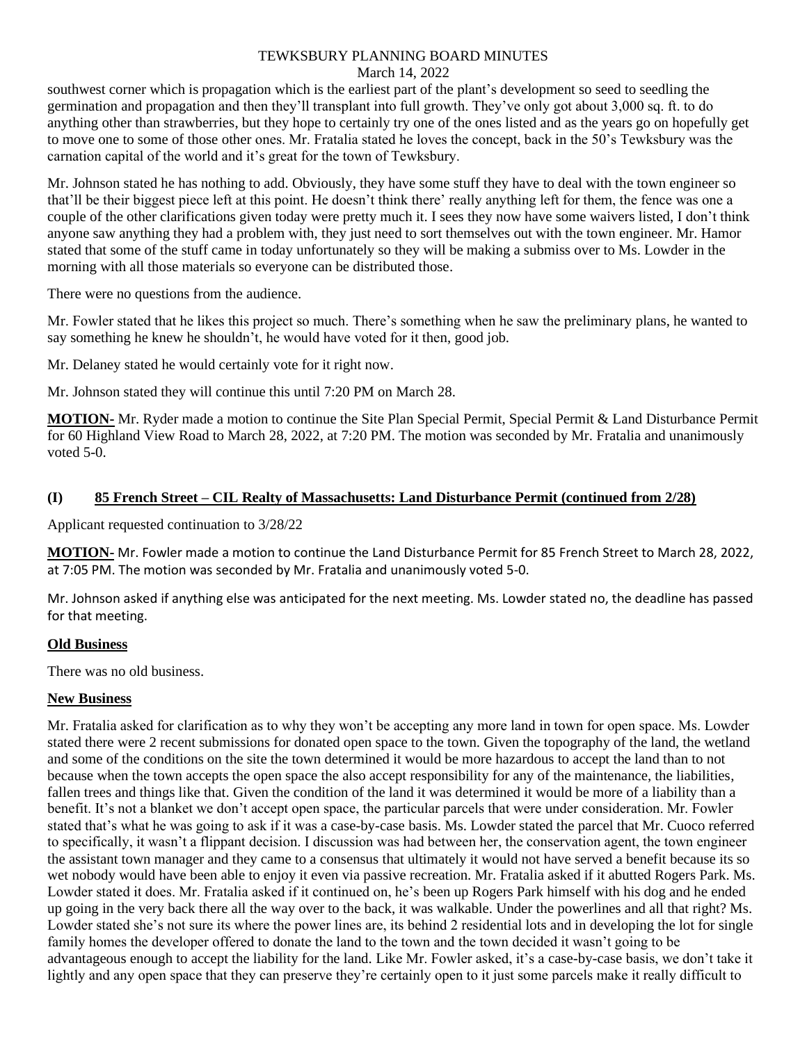southwest corner which is propagation which is the earliest part of the plant's development so seed to seedling the germination and propagation and then they'll transplant into full growth. They've only got about 3,000 sq. ft. to do anything other than strawberries, but they hope to certainly try one of the ones listed and as the years go on hopefully get to move one to some of those other ones. Mr. Fratalia stated he loves the concept, back in the 50's Tewksbury was the carnation capital of the world and it's great for the town of Tewksbury.

Mr. Johnson stated he has nothing to add. Obviously, they have some stuff they have to deal with the town engineer so that'll be their biggest piece left at this point. He doesn't think there' really anything left for them, the fence was one a couple of the other clarifications given today were pretty much it. I sees they now have some waivers listed, I don't think anyone saw anything they had a problem with, they just need to sort themselves out with the town engineer. Mr. Hamor stated that some of the stuff came in today unfortunately so they will be making a submiss over to Ms. Lowder in the morning with all those materials so everyone can be distributed those.

There were no questions from the audience.

Mr. Fowler stated that he likes this project so much. There's something when he saw the preliminary plans, he wanted to say something he knew he shouldn't, he would have voted for it then, good job.

Mr. Delaney stated he would certainly vote for it right now.

Mr. Johnson stated they will continue this until 7:20 PM on March 28.

**MOTION-** Mr. Ryder made a motion to continue the Site Plan Special Permit, Special Permit & Land Disturbance Permit for 60 Highland View Road to March 28, 2022, at 7:20 PM. The motion was seconded by Mr. Fratalia and unanimously voted 5-0.

### (I) 85 French Street – CIL Realty of Massachusetts: Land Disturbance Permit (continued from 2/28)

Applicant requested continuation to 3/28/22

**MOTION-** Mr. Fowler made a motion to continue the Land Disturbance Permit for 85 French Street to March 28, 2022, at 7:05 PM. The motion was seconded by Mr. Fratalia and unanimously voted 5-0.

Mr. Johnson asked if anything else was anticipated for the next meeting. Ms. Lowder stated no, the deadline has passed for that meeting.

### Old Business

There was no old business.

### New Business

Mr. Fratalia asked for clarification as to why they won't be accepting any more land in town for open space. Ms. Lowder stated there were 2 recent submissions for donated open space to the town. Given the topography of the land, the wetland and some of the conditions on the site the town determined it would be more hazardous to accept the land than to not because when the town accepts the open space the also accept responsibility for any of the maintenance, the liabilities, fallen trees and things like that. Given the condition of the land it was determined it would be more of a liability than a benefit. It's not a blanket we don't accept open space, the particular parcels that were under consideration. Mr. Fowler stated that's what he was going to ask if it was a case-by-case basis. Ms. Lowder stated the parcel that Mr. Cuoco referred to specifically, it wasn't a flippant decision. I discussion was had between her, the conservation agent, the town engineer the assistant town manager and they came to a consensus that ultimately it would not have served a benefit because its so wet nobody would have been able to enjoy it even via passive recreation. Mr. Fratalia asked if it abutted Rogers Park. Ms. Lowder stated it does. Mr. Fratalia asked if it continued on, he's been up Rogers Park himself with his dog and he ended up going in the very back there all the way over to the back, it was walkable. Under the powerlines and all that right? Ms. Lowder stated she's not sure its where the power lines are, its behind 2 residential lots and in developing the lot for single family homes the developer offered to donate the land to the town and the town decided it wasn't going to be advantageous enough to accept the liability for the land. Like Mr. Fowler asked, it's a case-by-case basis, we don't take it lightly and any open space that they can preserve they're certainly open to it just some parcels make it really difficult to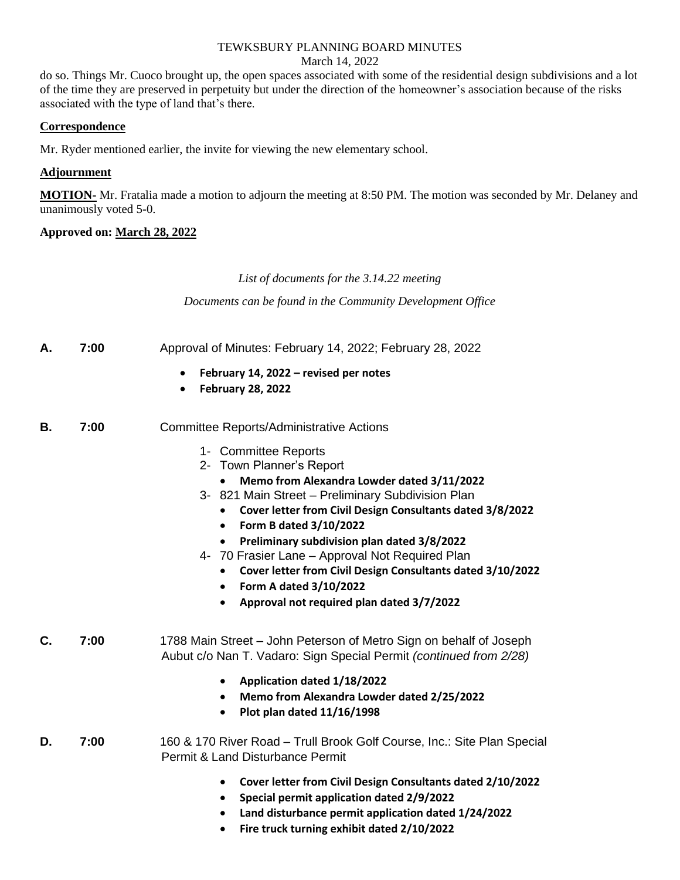do so. Things Mr. Cuoco brought up, the open spaces associated with some of the residential design subdivisions and a lot of the time they are preserved in perpetuity but under the direction of the homeowner's association because of the risks associated with the type of land that's there.

**Correspondence**

Mr. Ryder mentioned earlier, the invite for viewing the new elementary school.

**Adjournment**

**MOTION-** Mr. Fratalia made a motion to adjourn the meeting at 8:50 PM. The motion was seconded by Mr. Delaney and unanimously voted 5-0.

**Approved on: March 28, 2022**

*List of documents for the 3.14.22 meeting*

*Documents can be found in the Community Development Office*

**A. 7:00** Approval of Minutes: February 14, 2022; February 28, 2022

- **February 14, 2022 – revised per notes**
- **February 28, 2022**

**B. 7:00** Committee Reports/Administrative Actions

1- Committee Reports

2- Town Planner's Report
- **Memo from Alexandra Lowder dated 3/11/2022**

3- 821 Main Street – Preliminary Subdivision Plan
- **Cover letter from Civil Design Consultants dated 3/8/2022**
- **Form B dated 3/10/2022**
- **Preliminary subdivision plan dated 3/8/2022**

4- 70 Frasier Lane – Approval Not Required Plan
- **Cover letter from Civil Design Consultants dated 3/10/2022**
- **Form A dated 3/10/2022**
- **Approval not required plan dated 3/7/2022**

**C. 7:00** 1788 Main Street – John Peterson of Metro Sign on behalf of Joseph Aubut c/o Nan T. Vadaro: Sign Special Permit *(continued from 2/28)*

- **Application dated 1/18/2022**
- **Memo from Alexandra Lowder dated 2/25/2022**
- **Plot plan dated 11/16/1998**

**D. 7:00** 160 & 170 River Road – Trull Brook Golf Course, Inc.: Site Plan Special Permit & Land Disturbance Permit

- **Cover letter from Civil Design Consultants dated 2/10/2022**
- **Special permit application dated 2/9/2022**
- **Land disturbance permit application dated 1/24/2022**
- **Fire truck turning exhibit dated 2/10/2022**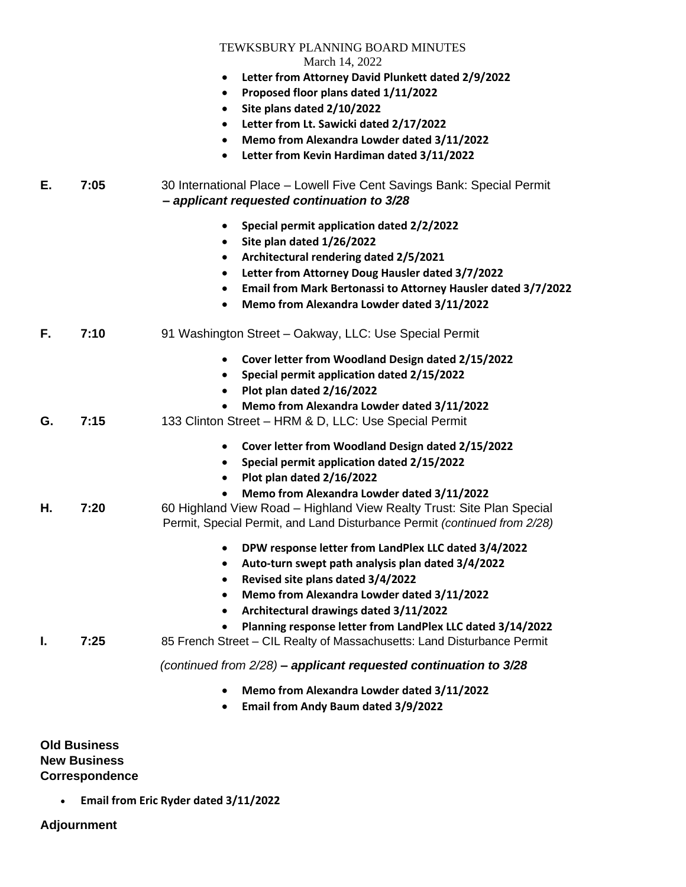- **Letter from Attorney David Plunkett dated 2/9/2022**
- **Proposed floor plans dated 1/11/2022**
- **Site plans dated 2/10/2022**
- **Letter from Lt. Sawicki dated 2/17/2022**
- **Memo from Alexandra Lowder dated 3/11/2022**
- **Letter from Kevin Hardiman dated 3/11/2022**

**E.** **7:05** 30 International Place – Lowell Five Cent Savings Bank: Special Permit ***– applicant requested continuation to 3/28***

- **Special permit application dated 2/2/2022**
- **Site plan dated 1/26/2022**
- **Architectural rendering dated 2/5/2021**
- **Letter from Attorney Doug Hausler dated 3/7/2022**
- **Email from Mark Bertonassi to Attorney Hausler dated 3/7/2022**
- **Memo from Alexandra Lowder dated 3/11/2022**

**F.** **7:10** 91 Washington Street – Oakway, LLC: Use Special Permit

- **Cover letter from Woodland Design dated 2/15/2022**
- **Special permit application dated 2/15/2022**
- **Plot plan dated 2/16/2022**
- **Memo from Alexandra Lowder dated 3/11/2022**

**G.** **7:15** 133 Clinton Street – HRM & D, LLC: Use Special Permit

- **Cover letter from Woodland Design dated 2/15/2022**
- **Special permit application dated 2/15/2022**
- **Plot plan dated 2/16/2022**
- **Memo from Alexandra Lowder dated 3/11/2022**

**H.** **7:20** 60 Highland View Road – Highland View Realty Trust: Site Plan Special Permit, Special Permit, and Land Disturbance Permit *(continued from 2/28)*

- **DPW response letter from LandPlex LLC dated 3/4/2022**
- **Auto-turn swept path analysis plan dated 3/4/2022**
- **Revised site plans dated 3/4/2022**
- **Memo from Alexandra Lowder dated 3/11/2022**
- **Architectural drawings dated 3/11/2022**
- **Planning response letter from LandPlex LLC dated 3/14/2022**

**I.** **7:25** 85 French Street – CIL Realty of Massachusetts: Land Disturbance Permit *(continued from 2/28)* ***– applicant requested continuation to 3/28***

- **Memo from Alexandra Lowder dated 3/11/2022**
- **Email from Andy Baum dated 3/9/2022**

**Old Business**
**New Business**
**Correspondence**

- **Email from Eric Ryder dated 3/11/2022**

**Adjournment**